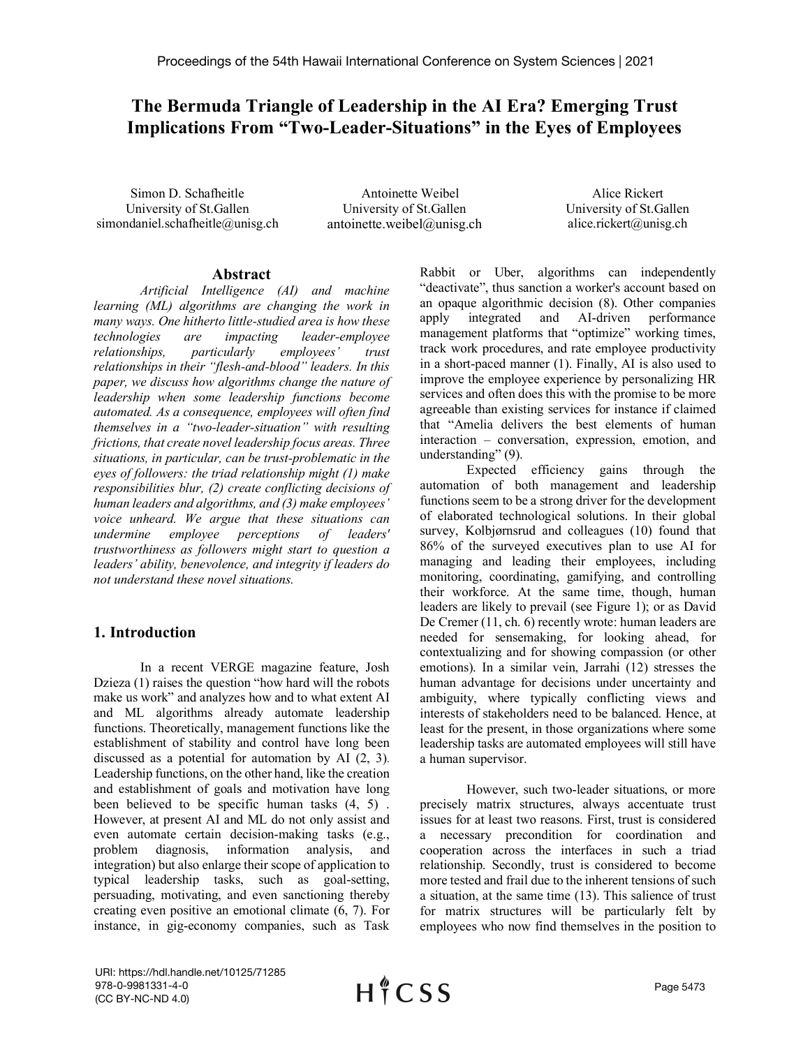# The Bermuda Triangle of Leadership in the AI Era? Emerging Trust Implications From "Two-Leader-Situations" in the Eyes of Employees

Simon D. Schafheitle
University of St.Gallen
simondaniel.schafheitle@unisg.ch

Antoinette Weibel
University of St.Gallen
antoinette.weibel@unisg.ch

Alice Rickert
University of St.Gallen
alice.rickert@unisg.ch

## Abstract

*Artificial Intelligence (AI) and machine learning (ML) algorithms are changing the work in many ways. One hitherto little-studied area is how these technologies are impacting leader-employee relationships, particularly employees' trust relationships in their "flesh-and-blood" leaders. In this paper, we discuss how algorithms change the nature of leadership when some leadership functions become automated. As a consequence, employees will often find themselves in a "two-leader-situation" with resulting frictions, that create novel leadership focus areas. Three situations, in particular, can be trust-problematic in the eyes of followers: the triad relationship might (1) make responsibilities blur, (2) create conflicting decisions of human leaders and algorithms, and (3) make employees' voice unheard. We argue that these situations can undermine employee perceptions of leaders' trustworthiness as followers might start to question a leaders' ability, benevolence, and integrity if leaders do not understand these novel situations.*

## 1. Introduction

In a recent VERGE magazine feature, Josh Dzieza (1) raises the question "how hard will the robots make us work" and analyzes how and to what extent AI and ML algorithms already automate leadership functions. Theoretically, management functions like the establishment of stability and control have long been discussed as a potential for automation by AI (2, 3). Leadership functions, on the other hand, like the creation and establishment of goals and motivation have long been believed to be specific human tasks (4, 5) . However, at present AI and ML do not only assist and even automate certain decision-making tasks (e.g., problem diagnosis, information analysis, and integration) but also enlarge their scope of application to typical leadership tasks, such as goal-setting, persuading, motivating, and even sanctioning thereby creating even positive an emotional climate (6, 7). For instance, in gig-economy companies, such as Task Rabbit or Uber, algorithms can independently "deactivate", thus sanction a worker's account based on an opaque algorithmic decision (8). Other companies apply integrated and AI-driven performance management platforms that "optimize" working times, track work procedures, and rate employee productivity in a short-paced manner (1). Finally, AI is also used to improve the employee experience by personalizing HR services and often does this with the promise to be more agreeable than existing services for instance if claimed that "Amelia delivers the best elements of human interaction – conversation, expression, emotion, and understanding" (9).

Expected efficiency gains through the automation of both management and leadership functions seem to be a strong driver for the development of elaborated technological solutions. In their global survey, Kolbjørnsrud and colleagues (10) found that 86% of the surveyed executives plan to use AI for managing and leading their employees, including monitoring, coordinating, gamifying, and controlling their workforce. At the same time, though, human leaders are likely to prevail (see Figure 1); or as David De Cremer (11, ch. 6) recently wrote: human leaders are needed for sensemaking, for looking ahead, for contextualizing and for showing compassion (or other emotions). In a similar vein, Jarrahi (12) stresses the human advantage for decisions under uncertainty and ambiguity, where typically conflicting views and interests of stakeholders need to be balanced. Hence, at least for the present, in those organizations where some leadership tasks are automated employees will still have a human supervisor.

However, such two-leader situations, or more precisely matrix structures, always accentuate trust issues for at least two reasons. First, trust is considered a necessary precondition for coordination and cooperation across the interfaces in such a triad relationship. Secondly, trust is considered to become more tested and frail due to the inherent tensions of such a situation, at the same time (13). This salience of trust for matrix structures will be particularly felt by employees who now find themselves in the position to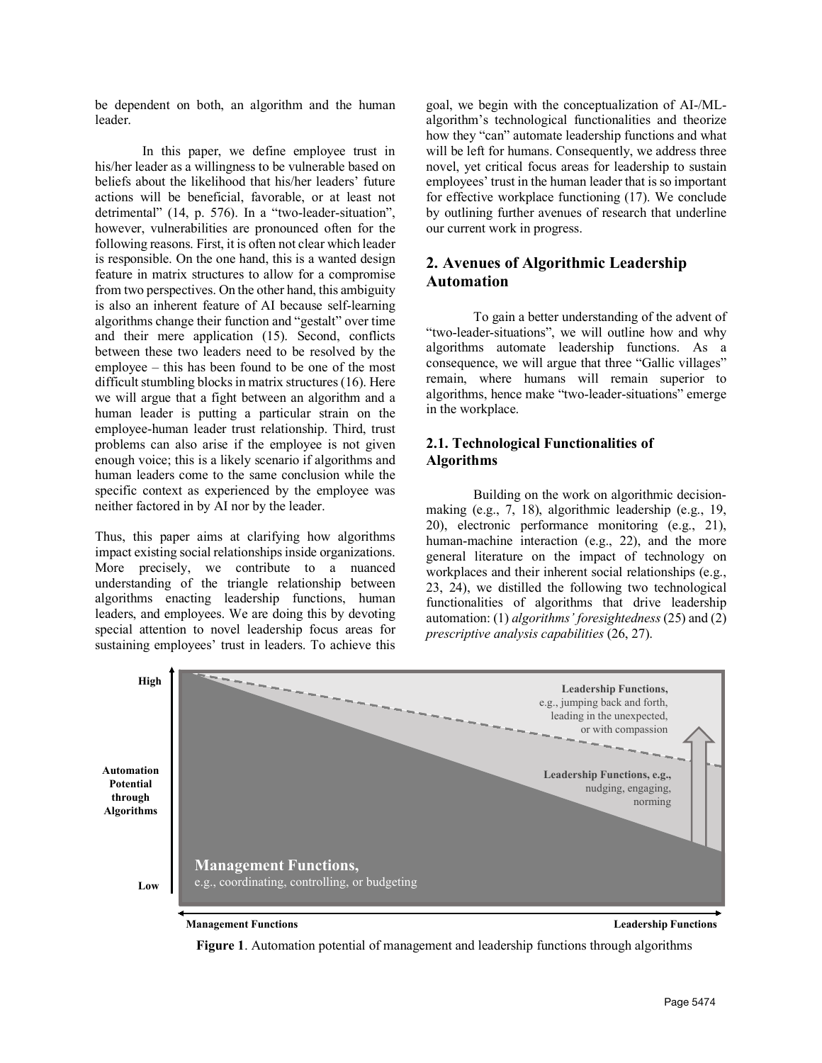be dependent on both, an algorithm and the human leader.

In this paper, we define employee trust in his/her leader as a willingness to be vulnerable based on beliefs about the likelihood that his/her leaders' future actions will be beneficial, favorable, or at least not detrimental" (14, p. 576). In a "two-leader-situation", however, vulnerabilities are pronounced often for the following reasons. First, it is often not clear which leader is responsible. On the one hand, this is a wanted design feature in matrix structures to allow for a compromise from two perspectives. On the other hand, this ambiguity is also an inherent feature of AI because self-learning algorithms change their function and "gestalt" over time and their mere application (15). Second, conflicts between these two leaders need to be resolved by the employee – this has been found to be one of the most difficult stumbling blocks in matrix structures (16). Here we will argue that a fight between an algorithm and a human leader is putting a particular strain on the employee-human leader trust relationship. Third, trust problems can also arise if the employee is not given enough voice; this is a likely scenario if algorithms and human leaders come to the same conclusion while the specific context as experienced by the employee was neither factored in by AI nor by the leader.

Thus, this paper aims at clarifying how algorithms impact existing social relationships inside organizations. More precisely, we contribute to a nuanced understanding of the triangle relationship between algorithms enacting leadership functions, human leaders, and employees. We are doing this by devoting special attention to novel leadership focus areas for sustaining employees' trust in leaders. To achieve this goal, we begin with the conceptualization of AI-/ML-algorithm's technological functionalities and theorize how they "can" automate leadership functions and what will be left for humans. Consequently, we address three novel, yet critical focus areas for leadership to sustain employees' trust in the human leader that is so important for effective workplace functioning (17). We conclude by outlining further avenues of research that underline our current work in progress.

## 2. Avenues of Algorithmic Leadership Automation

To gain a better understanding of the advent of "two-leader-situations", we will outline how and why algorithms automate leadership functions. As a consequence, we will argue that three "Gallic villages" remain, where humans will remain superior to algorithms, hence make "two-leader-situations" emerge in the workplace.

### 2.1. Technological Functionalities of Algorithms

Building on the work on algorithmic decision-making (e.g., 7, 18), algorithmic leadership (e.g., 19, 20), electronic performance monitoring (e.g., 21), human-machine interaction (e.g., 22), and the more general literature on the impact of technology on workplaces and their inherent social relationships (e.g., 23, 24), we distilled the following two technological functionalities of algorithms that drive leadership automation: (1) *algorithms' foresightedness* (25) and (2) *prescriptive analysis capabilities* (26, 27).

**Figure 1**. Automation potential of management and leadership functions through algorithms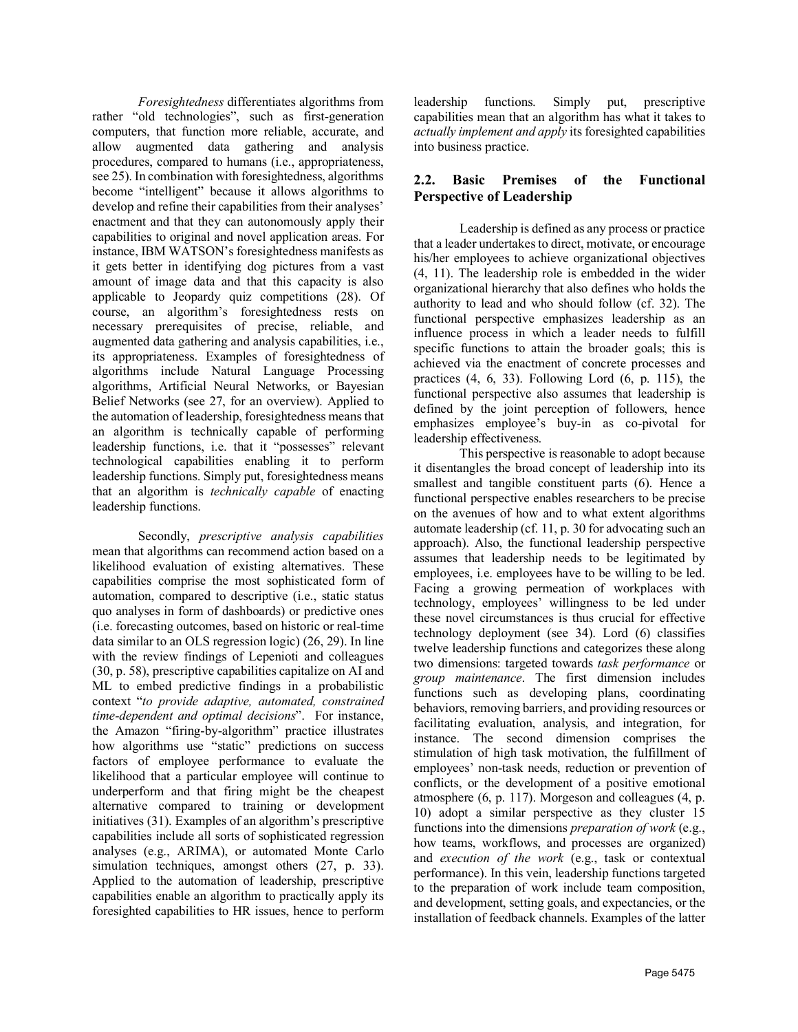*Foresightedness* differentiates algorithms from rather "old technologies", such as first-generation computers, that function more reliable, accurate, and allow augmented data gathering and analysis procedures, compared to humans (i.e., appropriateness, see 25). In combination with foresightedness, algorithms become "intelligent" because it allows algorithms to develop and refine their capabilities from their analyses' enactment and that they can autonomously apply their capabilities to original and novel application areas. For instance, IBM WATSON's foresightedness manifests as it gets better in identifying dog pictures from a vast amount of image data and that this capacity is also applicable to Jeopardy quiz competitions (28). Of course, an algorithm's foresightedness rests on necessary prerequisites of precise, reliable, and augmented data gathering and analysis capabilities, i.e., its appropriateness. Examples of foresightedness of algorithms include Natural Language Processing algorithms, Artificial Neural Networks, or Bayesian Belief Networks (see 27, for an overview). Applied to the automation of leadership, foresightedness means that an algorithm is technically capable of performing leadership functions, i.e. that it "possesses" relevant technological capabilities enabling it to perform leadership functions. Simply put, foresightedness means that an algorithm is *technically capable* of enacting leadership functions.

Secondly, *prescriptive analysis capabilities* mean that algorithms can recommend action based on a likelihood evaluation of existing alternatives. These capabilities comprise the most sophisticated form of automation, compared to descriptive (i.e., static status quo analyses in form of dashboards) or predictive ones (i.e. forecasting outcomes, based on historic or real-time data similar to an OLS regression logic) (26, 29). In line with the review findings of Lepenioti and colleagues (30, p. 58), prescriptive capabilities capitalize on AI and ML to embed predictive findings in a probabilistic context "*to provide adaptive, automated, constrained time-dependent and optimal decisions*". For instance, the Amazon "firing-by-algorithm" practice illustrates how algorithms use "static" predictions on success factors of employee performance to evaluate the likelihood that a particular employee will continue to underperform and that firing might be the cheapest alternative compared to training or development initiatives (31). Examples of an algorithm's prescriptive capabilities include all sorts of sophisticated regression analyses (e.g., ARIMA), or automated Monte Carlo simulation techniques, amongst others (27, p. 33). Applied to the automation of leadership, prescriptive capabilities enable an algorithm to practically apply its foresighted capabilities to HR issues, hence to perform leadership functions. Simply put, prescriptive capabilities mean that an algorithm has what it takes to *actually implement and apply* its foresighted capabilities into business practice.

## 2.2. Basic Premises of the Functional Perspective of Leadership

Leadership is defined as any process or practice that a leader undertakes to direct, motivate, or encourage his/her employees to achieve organizational objectives (4, 11). The leadership role is embedded in the wider organizational hierarchy that also defines who holds the authority to lead and who should follow (cf. 32). The functional perspective emphasizes leadership as an influence process in which a leader needs to fulfill specific functions to attain the broader goals; this is achieved via the enactment of concrete processes and practices (4, 6, 33). Following Lord (6, p. 115), the functional perspective also assumes that leadership is defined by the joint perception of followers, hence emphasizes employee's buy-in as co-pivotal for leadership effectiveness.

This perspective is reasonable to adopt because it disentangles the broad concept of leadership into its smallest and tangible constituent parts (6). Hence a functional perspective enables researchers to be precise on the avenues of how and to what extent algorithms automate leadership (cf. 11, p. 30 for advocating such an approach). Also, the functional leadership perspective assumes that leadership needs to be legitimated by employees, i.e. employees have to be willing to be led. Facing a growing permeation of workplaces with technology, employees' willingness to be led under these novel circumstances is thus crucial for effective technology deployment (see 34). Lord (6) classifies twelve leadership functions and categorizes these along two dimensions: targeted towards *task performance* or *group maintenance*. The first dimension includes functions such as developing plans, coordinating behaviors, removing barriers, and providing resources or facilitating evaluation, analysis, and integration, for instance. The second dimension comprises the stimulation of high task motivation, the fulfillment of employees' non-task needs, reduction or prevention of conflicts, or the development of a positive emotional atmosphere (6, p. 117). Morgeson and colleagues (4, p. 10) adopt a similar perspective as they cluster 15 functions into the dimensions *preparation of work* (e.g., how teams, workflows, and processes are organized) and *execution of the work* (e.g., task or contextual performance). In this vein, leadership functions targeted to the preparation of work include team composition, and development, setting goals, and expectancies, or the installation of feedback channels. Examples of the latter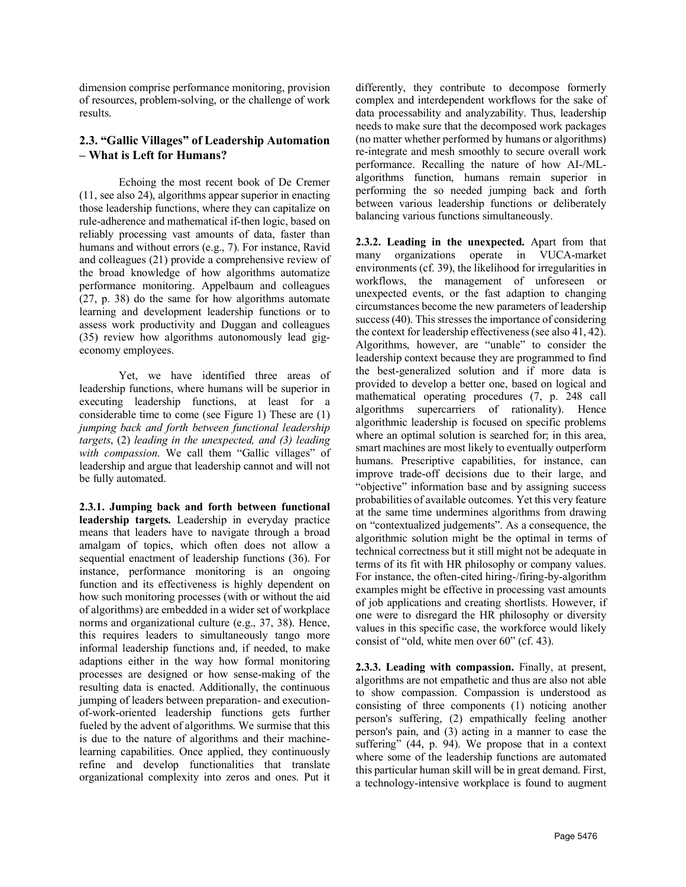dimension comprise performance monitoring, provision of resources, problem-solving, or the challenge of work results.

### 2.3. "Gallic Villages" of Leadership Automation – What is Left for Humans?

Echoing the most recent book of De Cremer (11, see also 24), algorithms appear superior in enacting those leadership functions, where they can capitalize on rule-adherence and mathematical if-then logic, based on reliably processing vast amounts of data, faster than humans and without errors (e.g., 7). For instance, Ravid and colleagues (21) provide a comprehensive review of the broad knowledge of how algorithms automatize performance monitoring. Appelbaum and colleagues (27, p. 38) do the same for how algorithms automate learning and development leadership functions or to assess work productivity and Duggan and colleagues (35) review how algorithms autonomously lead gig-economy employees.

Yet, we have identified three areas of leadership functions, where humans will be superior in executing leadership functions, at least for a considerable time to come (see Figure 1) These are (1) *jumping back and forth between functional leadership targets*, (2) *leading in the unexpected, and (3) leading with compassion*. We call them "Gallic villages" of leadership and argue that leadership cannot and will not be fully automated.

**2.3.1. Jumping back and forth between functional leadership targets.** Leadership in everyday practice means that leaders have to navigate through a broad amalgam of topics, which often does not allow a sequential enactment of leadership functions (36). For instance, performance monitoring is an ongoing function and its effectiveness is highly dependent on how such monitoring processes (with or without the aid of algorithms) are embedded in a wider set of workplace norms and organizational culture (e.g., 37, 38). Hence, this requires leaders to simultaneously tango more informal leadership functions and, if needed, to make adaptions either in the way how formal monitoring processes are designed or how sense-making of the resulting data is enacted. Additionally, the continuous jumping of leaders between preparation- and execution-of-work-oriented leadership functions gets further fueled by the advent of algorithms. We surmise that this is due to the nature of algorithms and their machine-learning capabilities. Once applied, they continuously refine and develop functionalities that translate organizational complexity into zeros and ones. Put it differently, they contribute to decompose formerly complex and interdependent workflows for the sake of data processability and analyzability. Thus, leadership needs to make sure that the decomposed work packages (no matter whether performed by humans or algorithms) re-integrate and mesh smoothly to secure overall work performance. Recalling the nature of how AI-/ML-algorithms function, humans remain superior in performing the so needed jumping back and forth between various leadership functions or deliberately balancing various functions simultaneously.

**2.3.2. Leading in the unexpected.** Apart from that many organizations operate in VUCA-market environments (cf. 39), the likelihood for irregularities in workflows, the management of unforeseen or unexpected events, or the fast adaption to changing circumstances become the new parameters of leadership success (40). This stresses the importance of considering the context for leadership effectiveness (see also 41, 42). Algorithms, however, are "unable" to consider the leadership context because they are programmed to find the best-generalized solution and if more data is provided to develop a better one, based on logical and mathematical operating procedures (7, p. 248 call algorithms supercarriers of rationality). Hence algorithmic leadership is focused on specific problems where an optimal solution is searched for; in this area, smart machines are most likely to eventually outperform humans. Prescriptive capabilities, for instance, can improve trade-off decisions due to their large, and "objective" information base and by assigning success probabilities of available outcomes. Yet this very feature at the same time undermines algorithms from drawing on "contextualized judgements". As a consequence, the algorithmic solution might be the optimal in terms of technical correctness but it still might not be adequate in terms of its fit with HR philosophy or company values. For instance, the often-cited hiring-/firing-by-algorithm examples might be effective in processing vast amounts of job applications and creating shortlists. However, if one were to disregard the HR philosophy or diversity values in this specific case, the workforce would likely consist of "old, white men over 60" (cf. 43).

**2.3.3. Leading with compassion.** Finally, at present, algorithms are not empathetic and thus are also not able to show compassion. Compassion is understood as consisting of three components (1) noticing another person's suffering, (2) empathically feeling another person's pain, and (3) acting in a manner to ease the suffering" (44, p. 94). We propose that in a context where some of the leadership functions are automated this particular human skill will be in great demand. First, a technology-intensive workplace is found to augment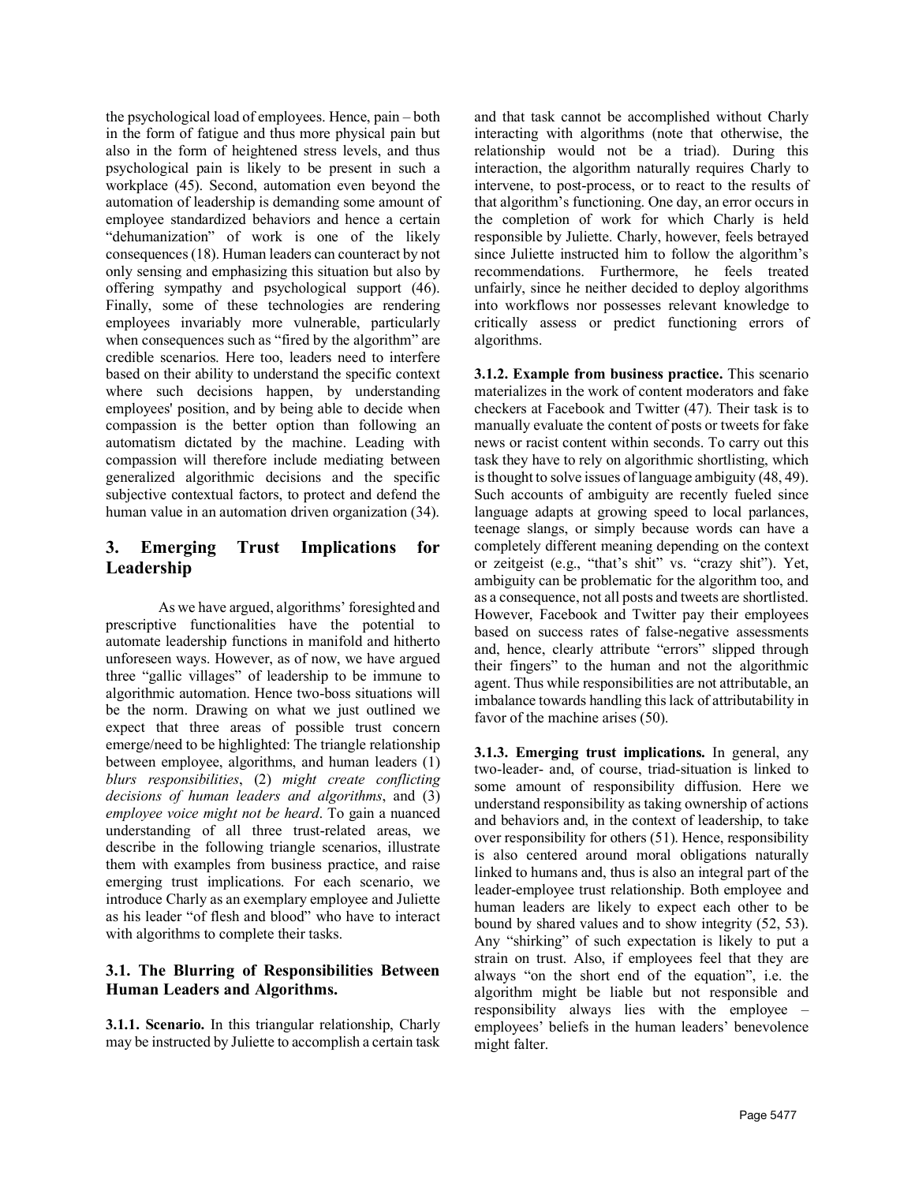the psychological load of employees. Hence, pain – both in the form of fatigue and thus more physical pain but also in the form of heightened stress levels, and thus psychological pain is likely to be present in such a workplace (45). Second, automation even beyond the automation of leadership is demanding some amount of employee standardized behaviors and hence a certain "dehumanization" of work is one of the likely consequences (18). Human leaders can counteract by not only sensing and emphasizing this situation but also by offering sympathy and psychological support (46). Finally, some of these technologies are rendering employees invariably more vulnerable, particularly when consequences such as "fired by the algorithm" are credible scenarios. Here too, leaders need to interfere based on their ability to understand the specific context where such decisions happen, by understanding employees' position, and by being able to decide when compassion is the better option than following an automatism dictated by the machine. Leading with compassion will therefore include mediating between generalized algorithmic decisions and the specific subjective contextual factors, to protect and defend the human value in an automation driven organization (34).

## 3. Emerging Trust Implications for Leadership

As we have argued, algorithms' foresighted and prescriptive functionalities have the potential to automate leadership functions in manifold and hitherto unforeseen ways. However, as of now, we have argued three "gallic villages" of leadership to be immune to algorithmic automation. Hence two-boss situations will be the norm. Drawing on what we just outlined we expect that three areas of possible trust concern emerge/need to be highlighted: The triangle relationship between employee, algorithms, and human leaders (1) *blurs responsibilities*, (2) *might create conflicting decisions of human leaders and algorithms*, and (3) *employee voice might not be heard*. To gain a nuanced understanding of all three trust-related areas, we describe in the following triangle scenarios, illustrate them with examples from business practice, and raise emerging trust implications. For each scenario, we introduce Charly as an exemplary employee and Juliette as his leader "of flesh and blood" who have to interact with algorithms to complete their tasks.

### 3.1. The Blurring of Responsibilities Between Human Leaders and Algorithms.

**3.1.1. Scenario.** In this triangular relationship, Charly may be instructed by Juliette to accomplish a certain task and that task cannot be accomplished without Charly interacting with algorithms (note that otherwise, the relationship would not be a triad). During this interaction, the algorithm naturally requires Charly to intervene, to post-process, or to react to the results of that algorithm's functioning. One day, an error occurs in the completion of work for which Charly is held responsible by Juliette. Charly, however, feels betrayed since Juliette instructed him to follow the algorithm's recommendations. Furthermore, he feels treated unfairly, since he neither decided to deploy algorithms into workflows nor possesses relevant knowledge to critically assess or predict functioning errors of algorithms.

**3.1.2. Example from business practice.** This scenario materializes in the work of content moderators and fake checkers at Facebook and Twitter (47). Their task is to manually evaluate the content of posts or tweets for fake news or racist content within seconds. To carry out this task they have to rely on algorithmic shortlisting, which is thought to solve issues of language ambiguity (48, 49). Such accounts of ambiguity are recently fueled since language adapts at growing speed to local parlances, teenage slangs, or simply because words can have a completely different meaning depending on the context or zeitgeist (e.g., "that's shit" vs. "crazy shit"). Yet, ambiguity can be problematic for the algorithm too, and as a consequence, not all posts and tweets are shortlisted. However, Facebook and Twitter pay their employees based on success rates of false-negative assessments and, hence, clearly attribute "errors" slipped through their fingers" to the human and not the algorithmic agent. Thus while responsibilities are not attributable, an imbalance towards handling this lack of attributability in favor of the machine arises (50).

**3.1.3. Emerging trust implications.** In general, any two-leader- and, of course, triad-situation is linked to some amount of responsibility diffusion. Here we understand responsibility as taking ownership of actions and behaviors and, in the context of leadership, to take over responsibility for others (51). Hence, responsibility is also centered around moral obligations naturally linked to humans and, thus is also an integral part of the leader-employee trust relationship. Both employee and human leaders are likely to expect each other to be bound by shared values and to show integrity (52, 53). Any "shirking" of such expectation is likely to put a strain on trust. Also, if employees feel that they are always "on the short end of the equation", i.e. the algorithm might be liable but not responsible and responsibility always lies with the employee – employees' beliefs in the human leaders' benevolence might falter.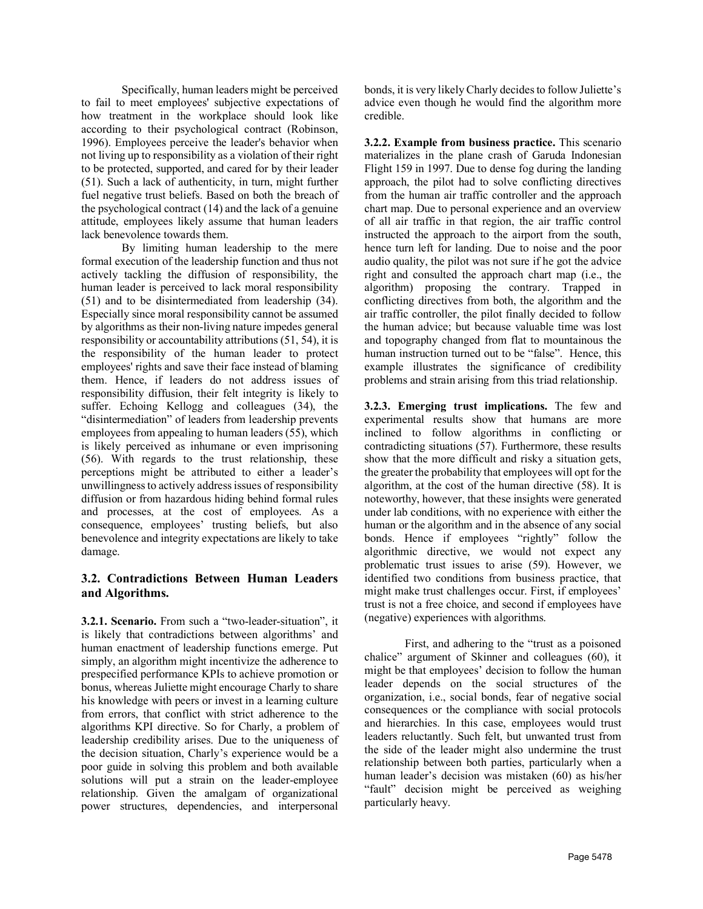Specifically, human leaders might be perceived to fail to meet employees' subjective expectations of how treatment in the workplace should look like according to their psychological contract (Robinson, 1996). Employees perceive the leader's behavior when not living up to responsibility as a violation of their right to be protected, supported, and cared for by their leader (51). Such a lack of authenticity, in turn, might further fuel negative trust beliefs. Based on both the breach of the psychological contract (14) and the lack of a genuine attitude, employees likely assume that human leaders lack benevolence towards them.

By limiting human leadership to the mere formal execution of the leadership function and thus not actively tackling the diffusion of responsibility, the human leader is perceived to lack moral responsibility (51) and to be disintermediated from leadership (34). Especially since moral responsibility cannot be assumed by algorithms as their non-living nature impedes general responsibility or accountability attributions (51, 54), it is the responsibility of the human leader to protect employees' rights and save their face instead of blaming them. Hence, if leaders do not address issues of responsibility diffusion, their felt integrity is likely to suffer. Echoing Kellogg and colleagues (34), the "disintermediation" of leaders from leadership prevents employees from appealing to human leaders (55), which is likely perceived as inhumane or even imprisoning (56). With regards to the trust relationship, these perceptions might be attributed to either a leader's unwillingness to actively address issues of responsibility diffusion or from hazardous hiding behind formal rules and processes, at the cost of employees. As a consequence, employees' trusting beliefs, but also benevolence and integrity expectations are likely to take damage.

## 3.2. Contradictions Between Human Leaders and Algorithms.

**3.2.1. Scenario.** From such a "two-leader-situation", it is likely that contradictions between algorithms' and human enactment of leadership functions emerge. Put simply, an algorithm might incentivize the adherence to prespecified performance KPIs to achieve promotion or bonus, whereas Juliette might encourage Charly to share his knowledge with peers or invest in a learning culture from errors, that conflict with strict adherence to the algorithms KPI directive. So for Charly, a problem of leadership credibility arises. Due to the uniqueness of the decision situation, Charly's experience would be a poor guide in solving this problem and both available solutions will put a strain on the leader-employee relationship. Given the amalgam of organizational power structures, dependencies, and interpersonal bonds, it is very likely Charly decides to follow Juliette's advice even though he would find the algorithm more credible.

**3.2.2. Example from business practice.** This scenario materializes in the plane crash of Garuda Indonesian Flight 159 in 1997. Due to dense fog during the landing approach, the pilot had to solve conflicting directives from the human air traffic controller and the approach chart map. Due to personal experience and an overview of all air traffic in that region, the air traffic control instructed the approach to the airport from the south, hence turn left for landing. Due to noise and the poor audio quality, the pilot was not sure if he got the advice right and consulted the approach chart map (i.e., the algorithm) proposing the contrary. Trapped in conflicting directives from both, the algorithm and the air traffic controller, the pilot finally decided to follow the human advice; but because valuable time was lost and topography changed from flat to mountainous the human instruction turned out to be "false". Hence, this example illustrates the significance of credibility problems and strain arising from this triad relationship.

**3.2.3. Emerging trust implications.** The few and experimental results show that humans are more inclined to follow algorithms in conflicting or contradicting situations (57). Furthermore, these results show that the more difficult and risky a situation gets, the greater the probability that employees will opt for the algorithm, at the cost of the human directive (58). It is noteworthy, however, that these insights were generated under lab conditions, with no experience with either the human or the algorithm and in the absence of any social bonds. Hence if employees "rightly" follow the algorithmic directive, we would not expect any problematic trust issues to arise (59). However, we identified two conditions from business practice, that might make trust challenges occur. First, if employees' trust is not a free choice, and second if employees have (negative) experiences with algorithms.

First, and adhering to the "trust as a poisoned chalice" argument of Skinner and colleagues (60), it might be that employees' decision to follow the human leader depends on the social structures of the organization, i.e., social bonds, fear of negative social consequences or the compliance with social protocols and hierarchies. In this case, employees would trust leaders reluctantly. Such felt, but unwanted trust from the side of the leader might also undermine the trust relationship between both parties, particularly when a human leader's decision was mistaken (60) as his/her "fault" decision might be perceived as weighing particularly heavy.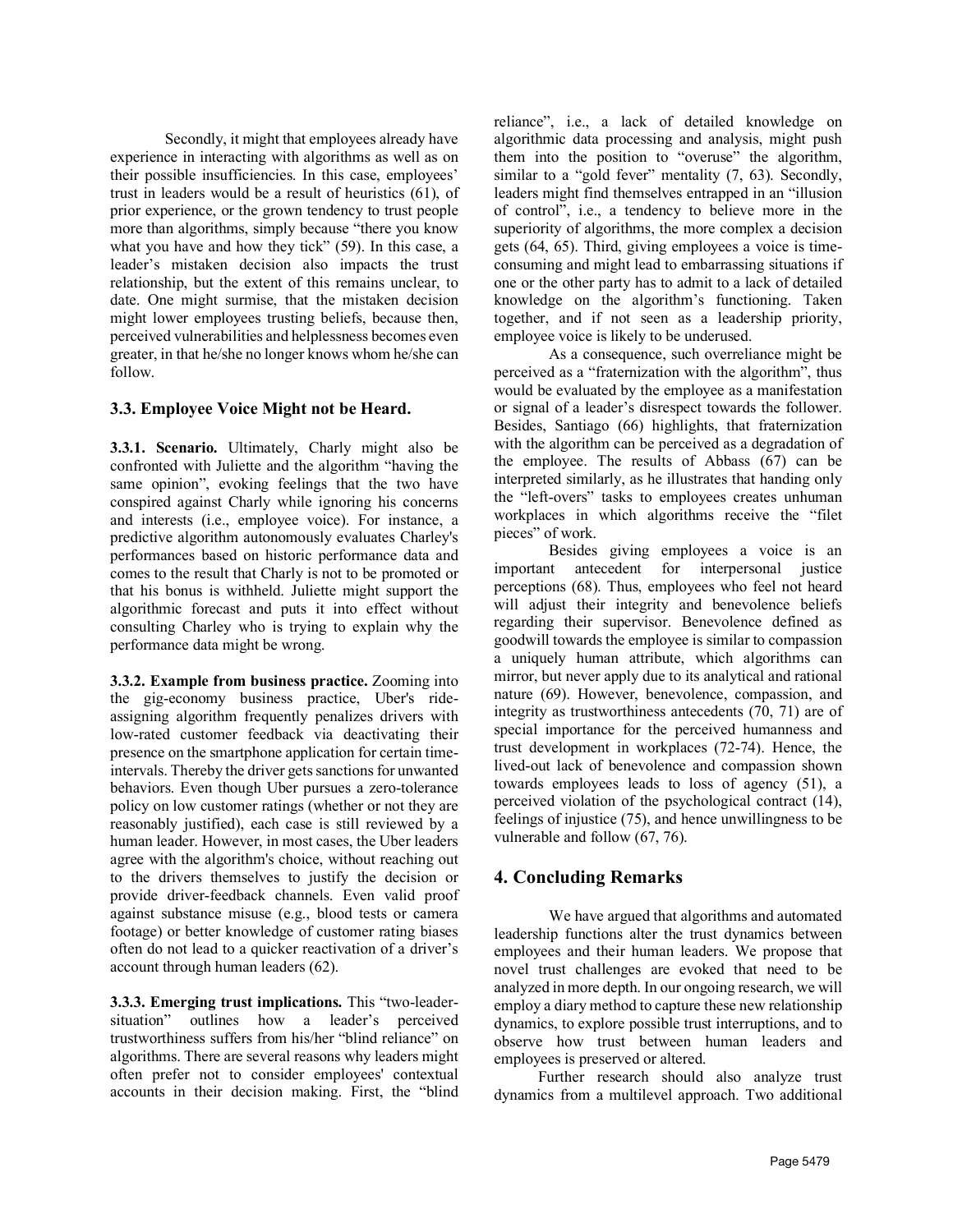Secondly, it might that employees already have experience in interacting with algorithms as well as on their possible insufficiencies. In this case, employees' trust in leaders would be a result of heuristics (61), of prior experience, or the grown tendency to trust people more than algorithms, simply because "there you know what you have and how they tick" (59). In this case, a leader's mistaken decision also impacts the trust relationship, but the extent of this remains unclear, to date. One might surmise, that the mistaken decision might lower employees trusting beliefs, because then, perceived vulnerabilities and helplessness becomes even greater, in that he/she no longer knows whom he/she can follow.

### 3.3. Employee Voice Might not be Heard.

**3.3.1. Scenario.** Ultimately, Charly might also be confronted with Juliette and the algorithm "having the same opinion", evoking feelings that the two have conspired against Charly while ignoring his concerns and interests (i.e., employee voice). For instance, a predictive algorithm autonomously evaluates Charley's performances based on historic performance data and comes to the result that Charly is not to be promoted or that his bonus is withheld. Juliette might support the algorithmic forecast and puts it into effect without consulting Charley who is trying to explain why the performance data might be wrong.

**3.3.2. Example from business practice.** Zooming into the gig-economy business practice, Uber's ride-assigning algorithm frequently penalizes drivers with low-rated customer feedback via deactivating their presence on the smartphone application for certain time-intervals. Thereby the driver gets sanctions for unwanted behaviors. Even though Uber pursues a zero-tolerance policy on low customer ratings (whether or not they are reasonably justified), each case is still reviewed by a human leader. However, in most cases, the Uber leaders agree with the algorithm's choice, without reaching out to the drivers themselves to justify the decision or provide driver-feedback channels. Even valid proof against substance misuse (e.g., blood tests or camera footage) or better knowledge of customer rating biases often do not lead to a quicker reactivation of a driver's account through human leaders (62).

**3.3.3. Emerging trust implications.** This "two-leader-situation" outlines how a leader's perceived trustworthiness suffers from his/her "blind reliance" on algorithms. There are several reasons why leaders might often prefer not to consider employees' contextual accounts in their decision making. First, the "blind reliance", i.e., a lack of detailed knowledge on algorithmic data processing and analysis, might push them into the position to "overuse" the algorithm, similar to a "gold fever" mentality (7, 63). Secondly, leaders might find themselves entrapped in an "illusion of control", i.e., a tendency to believe more in the superiority of algorithms, the more complex a decision gets (64, 65). Third, giving employees a voice is time-consuming and might lead to embarrassing situations if one or the other party has to admit to a lack of detailed knowledge on the algorithm's functioning. Taken together, and if not seen as a leadership priority, employee voice is likely to be underused.

As a consequence, such overreliance might be perceived as a "fraternization with the algorithm", thus would be evaluated by the employee as a manifestation or signal of a leader's disrespect towards the follower. Besides, Santiago (66) highlights, that fraternization with the algorithm can be perceived as a degradation of the employee. The results of Abbass (67) can be interpreted similarly, as he illustrates that handing only the "left-overs" tasks to employees creates unhuman workplaces in which algorithms receive the "filet pieces" of work.

Besides giving employees a voice is an important antecedent for interpersonal justice perceptions (68). Thus, employees who feel not heard will adjust their integrity and benevolence beliefs regarding their supervisor. Benevolence defined as goodwill towards the employee is similar to compassion a uniquely human attribute, which algorithms can mirror, but never apply due to its analytical and rational nature (69). However, benevolence, compassion, and integrity as trustworthiness antecedents (70, 71) are of special importance for the perceived humanness and trust development in workplaces (72-74). Hence, the lived-out lack of benevolence and compassion shown towards employees leads to loss of agency (51), a perceived violation of the psychological contract (14), feelings of injustice (75), and hence unwillingness to be vulnerable and follow (67, 76).

## 4. Concluding Remarks

We have argued that algorithms and automated leadership functions alter the trust dynamics between employees and their human leaders. We propose that novel trust challenges are evoked that need to be analyzed in more depth. In our ongoing research, we will employ a diary method to capture these new relationship dynamics, to explore possible trust interruptions, and to observe how trust between human leaders and employees is preserved or altered.

Further research should also analyze trust dynamics from a multilevel approach. Two additional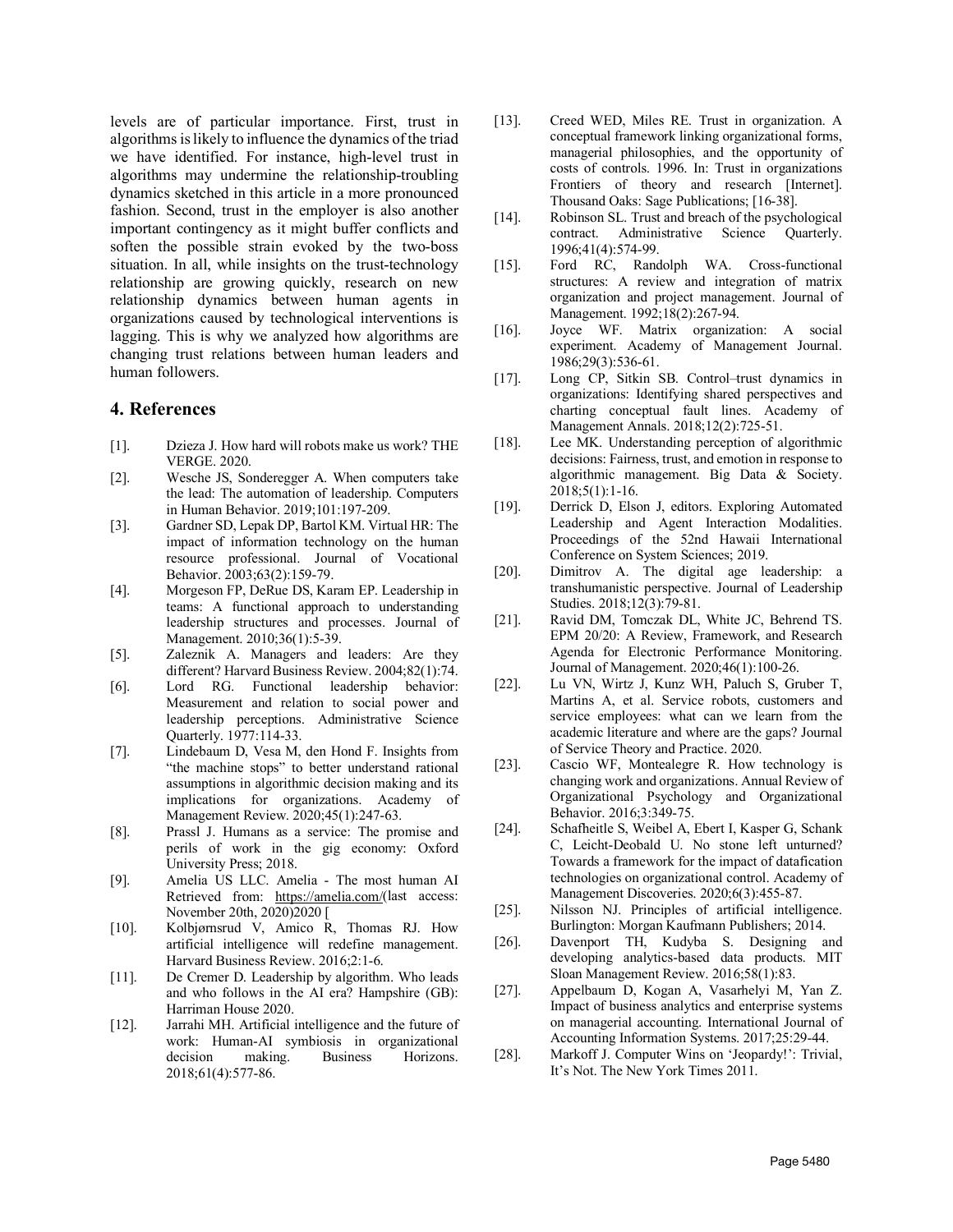levels are of particular importance. First, trust in algorithms is likely to influence the dynamics of the triad we have identified. For instance, high-level trust in algorithms may undermine the relationship-troubling dynamics sketched in this article in a more pronounced fashion. Second, trust in the employer is also another important contingency as it might buffer conflicts and soften the possible strain evoked by the two-boss situation. In all, while insights on the trust-technology relationship are growing quickly, research on new relationship dynamics between human agents in organizations caused by technological interventions is lagging. This is why we analyzed how algorithms are changing trust relations between human leaders and human followers.

## 4. References

[1]. Dzieza J. How hard will robots make us work? THE VERGE. 2020.

[2]. Wesche JS, Sonderegger A. When computers take the lead: The automation of leadership. Computers in Human Behavior. 2019;101:197-209.

[3]. Gardner SD, Lepak DP, Bartol KM. Virtual HR: The impact of information technology on the human resource professional. Journal of Vocational Behavior. 2003;63(2):159-79.

[4]. Morgeson FP, DeRue DS, Karam EP. Leadership in teams: A functional approach to understanding leadership structures and processes. Journal of Management. 2010;36(1):5-39.

[5]. Zaleznik A. Managers and leaders: Are they different? Harvard Business Review. 2004;82(1):74.

[6]. Lord RG. Functional leadership behavior: Measurement and relation to social power and leadership perceptions. Administrative Science Quarterly. 1977:114-33.

[7]. Lindebaum D, Vesa M, den Hond F. Insights from "the machine stops" to better understand rational assumptions in algorithmic decision making and its implications for organizations. Academy of Management Review. 2020;45(1):247-63.

[8]. Prassl J. Humans as a service: The promise and perils of work in the gig economy: Oxford University Press; 2018.

[9]. Amelia US LLC. Amelia - The most human AI Retrieved from: https://amelia.com/(last access: November 20th, 2020)2020 [

[10]. Kolbjørnsrud V, Amico R, Thomas RJ. How artificial intelligence will redefine management. Harvard Business Review. 2016;2:1-6.

[11]. De Cremer D. Leadership by algorithm. Who leads and who follows in the AI era? Hampshire (GB): Harriman House 2020.

[12]. Jarrahi MH. Artificial intelligence and the future of work: Human-AI symbiosis in organizational decision making. Business Horizons. 2018;61(4):577-86.

[13]. Creed WED, Miles RE. Trust in organization. A conceptual framework linking organizational forms, managerial philosophies, and the opportunity of costs of controls. 1996. In: Trust in organizations Frontiers of theory and research [Internet]. Thousand Oaks: Sage Publications; [16-38].

[14]. Robinson SL. Trust and breach of the psychological contract. Administrative Science Quarterly. 1996;41(4):574-99.

[15]. Ford RC, Randolph WA. Cross-functional structures: A review and integration of matrix organization and project management. Journal of Management. 1992;18(2):267-94.

[16]. Joyce WF. Matrix organization: A social experiment. Academy of Management Journal. 1986;29(3):536-61.

[17]. Long CP, Sitkin SB. Control–trust dynamics in organizations: Identifying shared perspectives and charting conceptual fault lines. Academy of Management Annals. 2018;12(2):725-51.

[18]. Lee MK. Understanding perception of algorithmic decisions: Fairness, trust, and emotion in response to algorithmic management. Big Data & Society. 2018;5(1):1-16.

[19]. Derrick D, Elson J, editors. Exploring Automated Leadership and Agent Interaction Modalities. Proceedings of the 52nd Hawaii International Conference on System Sciences; 2019.

[20]. Dimitrov A. The digital age leadership: a transhumanistic perspective. Journal of Leadership Studies. 2018;12(3):79-81.

[21]. Ravid DM, Tomczak DL, White JC, Behrend TS. EPM 20/20: A Review, Framework, and Research Agenda for Electronic Performance Monitoring. Journal of Management. 2020;46(1):100-26.

[22]. Lu VN, Wirtz J, Kunz WH, Paluch S, Gruber T, Martins A, et al. Service robots, customers and service employees: what can we learn from the academic literature and where are the gaps? Journal of Service Theory and Practice. 2020.

[23]. Cascio WF, Montealegre R. How technology is changing work and organizations. Annual Review of Organizational Psychology and Organizational Behavior. 2016;3:349-75.

[24]. Schafheitle S, Weibel A, Ebert I, Kasper G, Schank C, Leicht-Deobald U. No stone left unturned? Towards a framework for the impact of datafication technologies on organizational control. Academy of Management Discoveries. 2020;6(3):455-87.

[25]. Nilsson NJ. Principles of artificial intelligence. Burlington: Morgan Kaufmann Publishers; 2014.

[26]. Davenport TH, Kudyba S. Designing and developing analytics-based data products. MIT Sloan Management Review. 2016;58(1):83.

[27]. Appelbaum D, Kogan A, Vasarhelyi M, Yan Z. Impact of business analytics and enterprise systems on managerial accounting. International Journal of Accounting Information Systems. 2017;25:29-44.

[28]. Markoff J. Computer Wins on 'Jeopardy!': Trivial, It's Not. The New York Times 2011.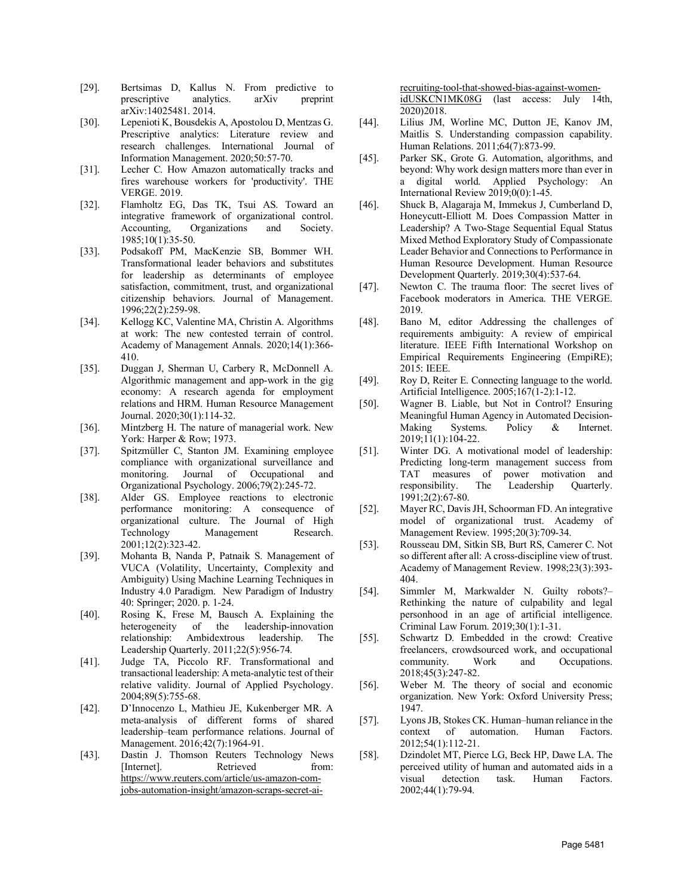[29]. Bertsimas D, Kallus N. From predictive to prescriptive analytics. arXiv preprint arXiv:14025481. 2014.

[30]. Lepenioti K, Bousdekis A, Apostolou D, Mentzas G. Prescriptive analytics: Literature review and research challenges. International Journal of Information Management. 2020;50:57-70.

[31]. Lecher C. How Amazon automatically tracks and fires warehouse workers for 'productivity'. THE VERGE. 2019.

[32]. Flamholtz EG, Das TK, Tsui AS. Toward an integrative framework of organizational control. Accounting, Organizations and Society. 1985;10(1):35-50.

[33]. Podsakoff PM, MacKenzie SB, Bommer WH. Transformational leader behaviors and substitutes for leadership as determinants of employee satisfaction, commitment, trust, and organizational citizenship behaviors. Journal of Management. 1996;22(2):259-98.

[34]. Kellogg KC, Valentine MA, Christin A. Algorithms at work: The new contested terrain of control. Academy of Management Annals. 2020;14(1):366-410.

[35]. Duggan J, Sherman U, Carbery R, McDonnell A. Algorithmic management and app-work in the gig economy: A research agenda for employment relations and HRM. Human Resource Management Journal. 2020;30(1):114-32.

[36]. Mintzberg H. The nature of managerial work. New York: Harper & Row; 1973.

[37]. Spitzmüller C, Stanton JM. Examining employee compliance with organizational surveillance and monitoring. Journal of Occupational and Organizational Psychology. 2006;79(2):245-72.

[38]. Alder GS. Employee reactions to electronic performance monitoring: A consequence of organizational culture. The Journal of High Technology Management Research. 2001;12(2):323-42.

[39]. Mohanta B, Nanda P, Patnaik S. Management of VUCA (Volatility, Uncertainty, Complexity and Ambiguity) Using Machine Learning Techniques in Industry 4.0 Paradigm. New Paradigm of Industry 40: Springer; 2020. p. 1-24.

[40]. Rosing K, Frese M, Bausch A. Explaining the heterogeneity of the leadership-innovation relationship: Ambidextrous leadership. The Leadership Quarterly. 2011;22(5):956-74.

[41]. Judge TA, Piccolo RF. Transformational and transactional leadership: A meta-analytic test of their relative validity. Journal of Applied Psychology. 2004;89(5):755-68.

[42]. D'Innocenzo L, Mathieu JE, Kukenberger MR. A meta-analysis of different forms of shared leadership–team performance relations. Journal of Management. 2016;42(7):1964-91.

[43]. Dastin J. Thomson Reuters Technology News [Internet]. Retrieved from: https://www.reuters.com/article/us-amazon-com-jobs-automation-insight/amazon-scraps-secret-ai-recruiting-tool-that-showed-bias-against-women-idUSKCN1MK08G (last access: July 14th, 2020)2018.

[44]. Lilius JM, Worline MC, Dutton JE, Kanov JM, Maitlis S. Understanding compassion capability. Human Relations. 2011;64(7):873-99.

[45]. Parker SK, Grote G. Automation, algorithms, and beyond: Why work design matters more than ever in a digital world. Applied Psychology: An International Review 2019;0(0):1-45.

[46]. Shuck B, Alagaraja M, Immekus J, Cumberland D, Honeycutt-Elliott M. Does Compassion Matter in Leadership? A Two-Stage Sequential Equal Status Mixed Method Exploratory Study of Compassionate Leader Behavior and Connections to Performance in Human Resource Development. Human Resource Development Quarterly. 2019;30(4):537-64.

[47]. Newton C. The trauma floor: The secret lives of Facebook moderators in America. THE VERGE. 2019.

[48]. Bano M, editor Addressing the challenges of requirements ambiguity: A review of empirical literature. IEEE Fifth International Workshop on Empirical Requirements Engineering (EmpiRE); 2015: IEEE.

[49]. Roy D, Reiter E. Connecting language to the world. Artificial Intelligence. 2005;167(1-2):1-12.

[50]. Wagner B. Liable, but Not in Control? Ensuring Meaningful Human Agency in Automated Decision-Making Systems. Policy & Internet. 2019;11(1):104-22.

[51]. Winter DG. A motivational model of leadership: Predicting long-term management success from TAT measures of power motivation and responsibility. The Leadership Quarterly. 1991;2(2):67-80.

[52]. Mayer RC, Davis JH, Schoorman FD. An integrative model of organizational trust. Academy of Management Review. 1995;20(3):709-34.

[53]. Rousseau DM, Sitkin SB, Burt RS, Camerer C. Not so different after all: A cross-discipline view of trust. Academy of Management Review. 1998;23(3):393-404.

[54]. Simmler M, Markwalder N. Guilty robots?– Rethinking the nature of culpability and legal personhood in an age of artificial intelligence. Criminal Law Forum. 2019;30(1):1-31.

[55]. Schwartz D. Embedded in the crowd: Creative freelancers, crowdsourced work, and occupational community. Work and Occupations. 2018;45(3):247-82.

[56]. Weber M. The theory of social and economic organization. New York: Oxford University Press; 1947.

[57]. Lyons JB, Stokes CK. Human–human reliance in the context of automation. Human Factors. 2012;54(1):112-21.

[58]. Dzindolet MT, Pierce LG, Beck HP, Dawe LA. The perceived utility of human and automated aids in a visual detection task. Human Factors. 2002;44(1):79-94.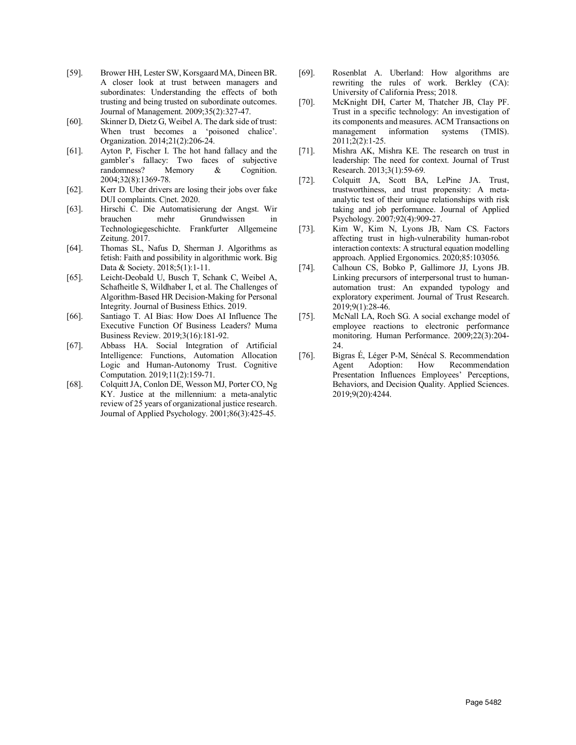[59]. Brower HH, Lester SW, Korsgaard MA, Dineen BR. A closer look at trust between managers and subordinates: Understanding the effects of both trusting and being trusted on subordinate outcomes. Journal of Management. 2009;35(2):327-47.

[60]. Skinner D, Dietz G, Weibel A. The dark side of trust: When trust becomes a 'poisoned chalice'. Organization. 2014;21(2):206-24.

[61]. Ayton P, Fischer I. The hot hand fallacy and the gambler's fallacy: Two faces of subjective randomness? Memory & Cognition. 2004;32(8):1369-78.

[62]. Kerr D. Uber drivers are losing their jobs over fake DUI complaints. C|net. 2020.

[63]. Hirschi C. Die Automatisierung der Angst. Wir brauchen mehr Grundwissen in Technologiegeschichte. Frankfurter Allgemeine Zeitung. 2017.

[64]. Thomas SL, Nafus D, Sherman J. Algorithms as fetish: Faith and possibility in algorithmic work. Big Data & Society. 2018;5(1):1-11.

[65]. Leicht-Deobald U, Busch T, Schank C, Weibel A, Schafheitle S, Wildhaber I, et al. The Challenges of Algorithm-Based HR Decision-Making for Personal Integrity. Journal of Business Ethics. 2019.

[66]. Santiago T. AI Bias: How Does AI Influence The Executive Function Of Business Leaders? Muma Business Review. 2019;3(16):181-92.

[67]. Abbass HA. Social Integration of Artificial Intelligence: Functions, Automation Allocation Logic and Human-Autonomy Trust. Cognitive Computation. 2019;11(2):159-71.

[68]. Colquitt JA, Conlon DE, Wesson MJ, Porter CO, Ng KY. Justice at the millennium: a meta-analytic review of 25 years of organizational justice research. Journal of Applied Psychology. 2001;86(3):425-45.

[69]. Rosenblat A. Uberland: How algorithms are rewriting the rules of work. Berkley (CA): University of California Press; 2018.

[70]. McKnight DH, Carter M, Thatcher JB, Clay PF. Trust in a specific technology: An investigation of its components and measures. ACM Transactions on management information systems (TMIS). 2011;2(2):1-25.

[71]. Mishra AK, Mishra KE. The research on trust in leadership: The need for context. Journal of Trust Research. 2013;3(1):59-69.

[72]. Colquitt JA, Scott BA, LePine JA. Trust, trustworthiness, and trust propensity: A meta-analytic test of their unique relationships with risk taking and job performance. Journal of Applied Psychology. 2007;92(4):909-27.

[73]. Kim W, Kim N, Lyons JB, Nam CS. Factors affecting trust in high-vulnerability human-robot interaction contexts: A structural equation modelling approach. Applied Ergonomics. 2020;85:103056.

[74]. Calhoun CS, Bobko P, Gallimore JJ, Lyons JB. Linking precursors of interpersonal trust to human-automation trust: An expanded typology and exploratory experiment. Journal of Trust Research. 2019;9(1):28-46.

[75]. McNall LA, Roch SG. A social exchange model of employee reactions to electronic performance monitoring. Human Performance. 2009;22(3):204-24.

[76]. Bigras É, Léger P-M, Sénécal S. Recommendation Agent Adoption: How Recommendation Presentation Influences Employees' Perceptions, Behaviors, and Decision Quality. Applied Sciences. 2019;9(20):4244.